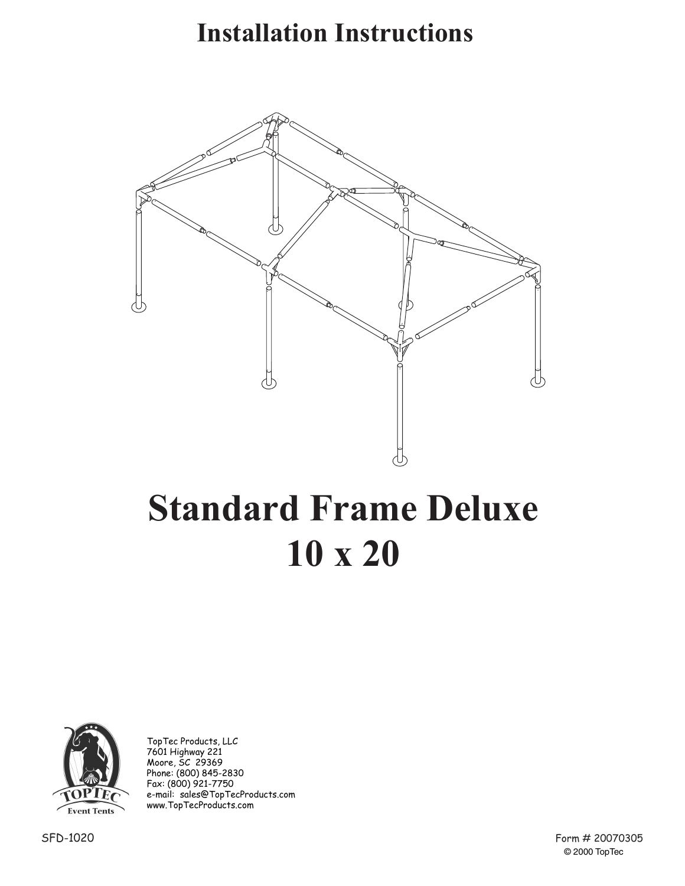# Installation Instructions

# Standard Frame Deluxe
# 10 x 20

TopTec Products, LLC
7601 Highway 221
Moore, SC 29369
Phone: (800) 845-2830
Fax: (800) 921-7750
e-mail: sales@TopTecProducts.com
www.TopTecProducts.com

TOPTEC Event Tents

SFD-1020

Form # 20070305

© 2000 TopTec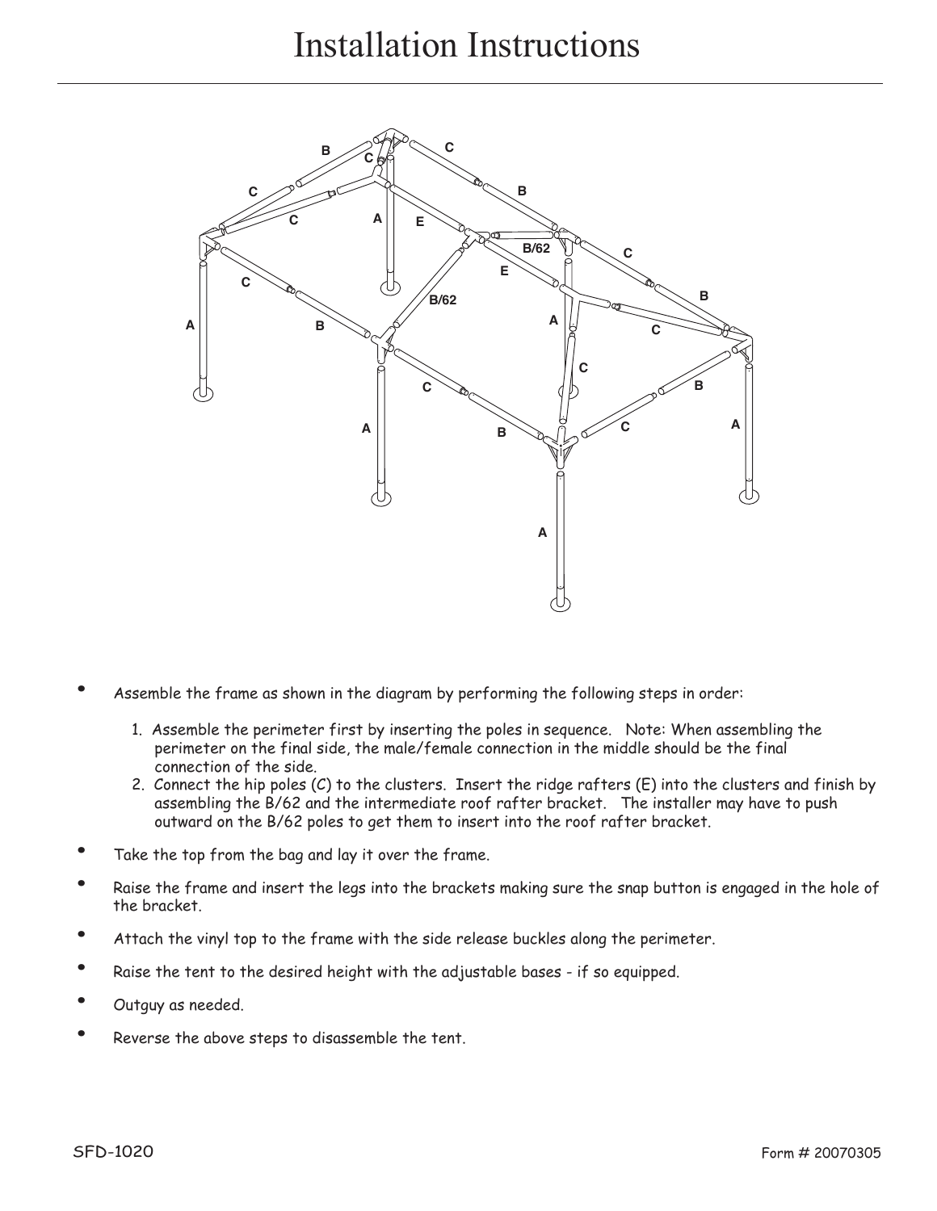# Installation Instructions

- Assemble the frame as shown in the diagram by performing the following steps in order:

  1. Assemble the perimeter first by inserting the poles in sequence. Note: When assembling the perimeter on the final side, the male/female connection in the middle should be the final connection of the side.
  2. Connect the hip poles (C) to the clusters. Insert the ridge rafters (E) into the clusters and finish by assembling the B/62 and the intermediate roof rafter bracket. The installer may have to push outward on the B/62 poles to get them to insert into the roof rafter bracket.

- Take the top from the bag and lay it over the frame.
- Raise the frame and insert the legs into the brackets making sure the snap button is engaged in the hole of the bracket.
- Attach the vinyl top to the frame with the side release buckles along the perimeter.
- Raise the tent to the desired height with the adjustable bases - if so equipped.
- Outguy as needed.
- Reverse the above steps to disassemble the tent.

SFD-1020

Form # 20070305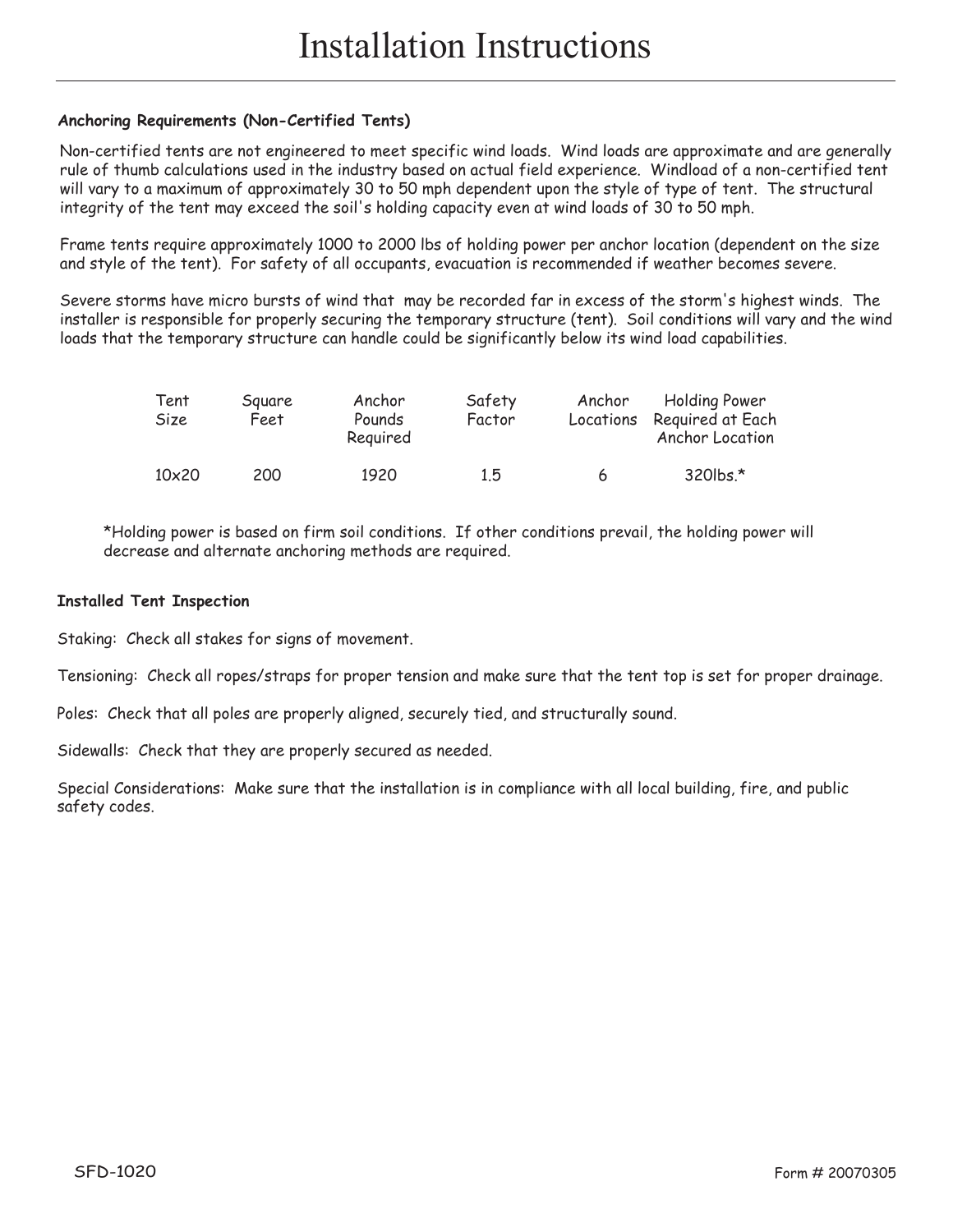# Installation Instructions

**Anchoring Requirements (Non-Certified Tents)**

Non-certified tents are not engineered to meet specific wind loads. Wind loads are approximate and are generally rule of thumb calculations used in the industry based on actual field experience. Windload of a non-certified tent will vary to a maximum of approximately 30 to 50 mph dependent upon the style of type of tent. The structural integrity of the tent may exceed the soil's holding capacity even at wind loads of 30 to 50 mph.

Frame tents require approximately 1000 to 2000 lbs of holding power per anchor location (dependent on the size and style of the tent). For safety of all occupants, evacuation is recommended if weather becomes severe.

Severe storms have micro bursts of wind that may be recorded far in excess of the storm's highest winds. The installer is responsible for properly securing the temporary structure (tent). Soil conditions will vary and the wind loads that the temporary structure can handle could be significantly below its wind load capabilities.

| Tent Size | Square Feet | Anchor Pounds Required | Safety Factor | Anchor Locations | Holding Power Required at Each Anchor Location |
|---|---|---|---|---|---|
| 10x20 | 200 | 1920 | 1.5 | 6 | 320lbs.* |

*Holding power is based on firm soil conditions. If other conditions prevail, the holding power will decrease and alternate anchoring methods are required.

**Installed Tent Inspection**

Staking: Check all stakes for signs of movement.

Tensioning: Check all ropes/straps for proper tension and make sure that the tent top is set for proper drainage.

Poles: Check that all poles are properly aligned, securely tied, and structurally sound.

Sidewalls: Check that they are properly secured as needed.

Special Considerations: Make sure that the installation is in compliance with all local building, fire, and public safety codes.

SFD-1020 Form # 20070305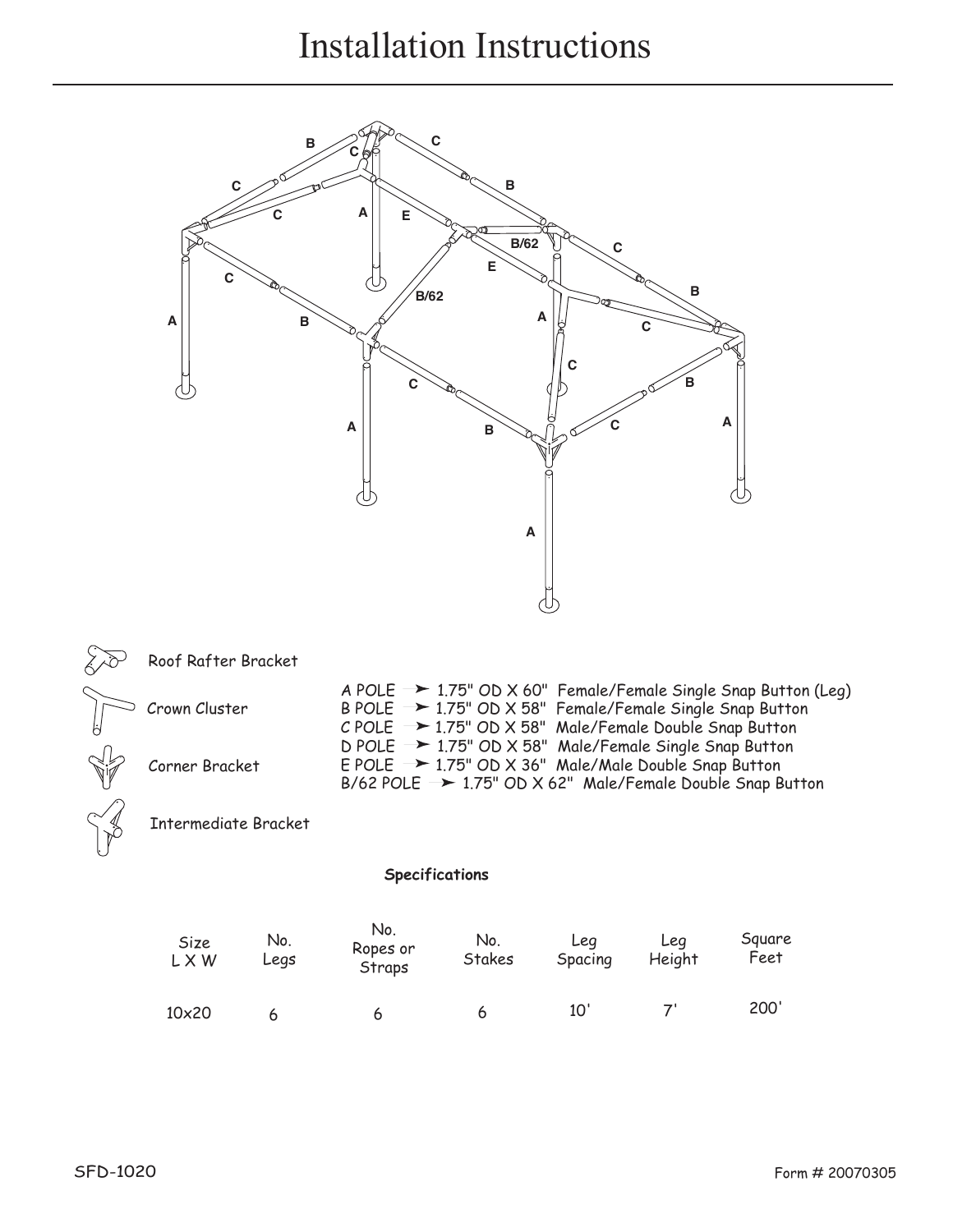# Installation Instructions

B
C
C
C
B
C
A
E
B/62
C
E
C
B/62
B
A
B
A
C
C
C
B
A
B
C
A
A

Roof Rafter Bracket

Crown Cluster

Corner Bracket

Intermediate Bracket

A POLE ➤ 1.75" OD X 60" Female/Female Single Snap Button (Leg)
B POLE ➤ 1.75" OD X 58" Female/Female Single Snap Button
C POLE ➤ 1.75" OD X 58" Male/Female Double Snap Button
D POLE ➤ 1.75" OD X 58" Male/Female Single Snap Button
E POLE ➤ 1.75" OD X 36" Male/Male Double Snap Button
B/62 POLE ➤ 1.75" OD X 62" Male/Female Double Snap Button

**Specifications**

| Size L X W | No. Legs | No. Ropes or Straps | No. Stakes | Leg Spacing | Leg Height | Square Feet |
|---|---|---|---|---|---|---|
| 10x20 | 6 | 6 | 6 | 10' | 7' | 200' |

SFD-1020

Form # 20070305